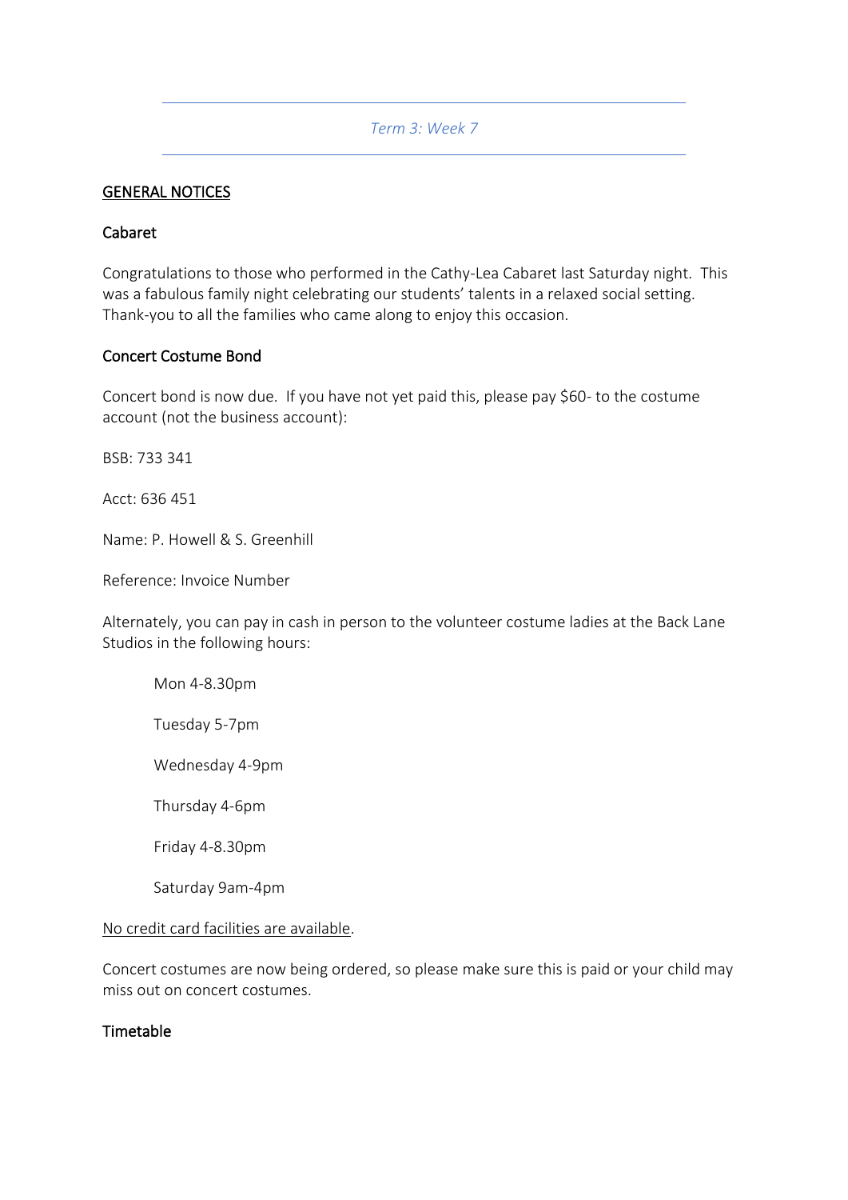*Term 3: Week 7*

---

## GENERAL NOTICES

### Cabaret

Congratulations to those who performed in the Cathy-Lea Cabaret last Saturday night. This was a fabulous family night celebrating our students' talents in a relaxed social setting. Thank-you to all the families who came along to enjoy this occasion.

### Concert Costume Bond

Concert bond is now due. If you have not yet paid this, please pay $60- to the costume account (not the business account):

BSB: 733 341

Acct: 636 451

Name: P. Howell & S. Greenhill

Reference: Invoice Number

Alternately, you can pay in cash in person to the volunteer costume ladies at the Back Lane Studios in the following hours:

Mon 4-8.30pm

Tuesday 5-7pm

Wednesday 4-9pm

Thursday 4-6pm

Friday 4-8.30pm

Saturday 9am-4pm

No credit card facilities are available.

Concert costumes are now being ordered, so please make sure this is paid or your child may miss out on concert costumes.

### Timetable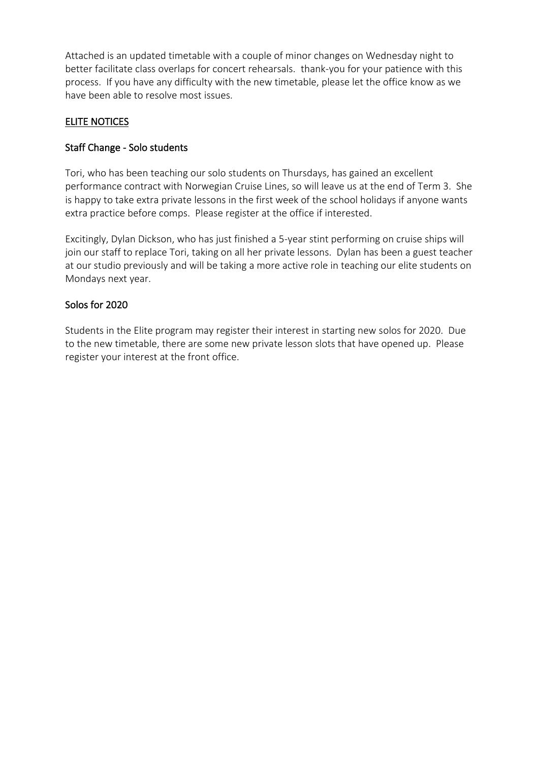Attached is an updated timetable with a couple of minor changes on Wednesday night to better facilitate class overlaps for concert rehearsals.  thank-you for your patience with this process.  If you have any difficulty with the new timetable, please let the office know as we have been able to resolve most issues.

## ELITE NOTICES

### Staff Change - Solo students

Tori, who has been teaching our solo students on Thursdays, has gained an excellent performance contract with Norwegian Cruise Lines, so will leave us at the end of Term 3.  She is happy to take extra private lessons in the first week of the school holidays if anyone wants extra practice before comps.  Please register at the office if interested.

Excitingly, Dylan Dickson, who has just finished a 5-year stint performing on cruise ships will join our staff to replace Tori, taking on all her private lessons.  Dylan has been a guest teacher at our studio previously and will be taking a more active role in teaching our elite students on Mondays next year.

### Solos for 2020

Students in the Elite program may register their interest in starting new solos for 2020.  Due to the new timetable, there are some new private lesson slots that have opened up.  Please register your interest at the front office.